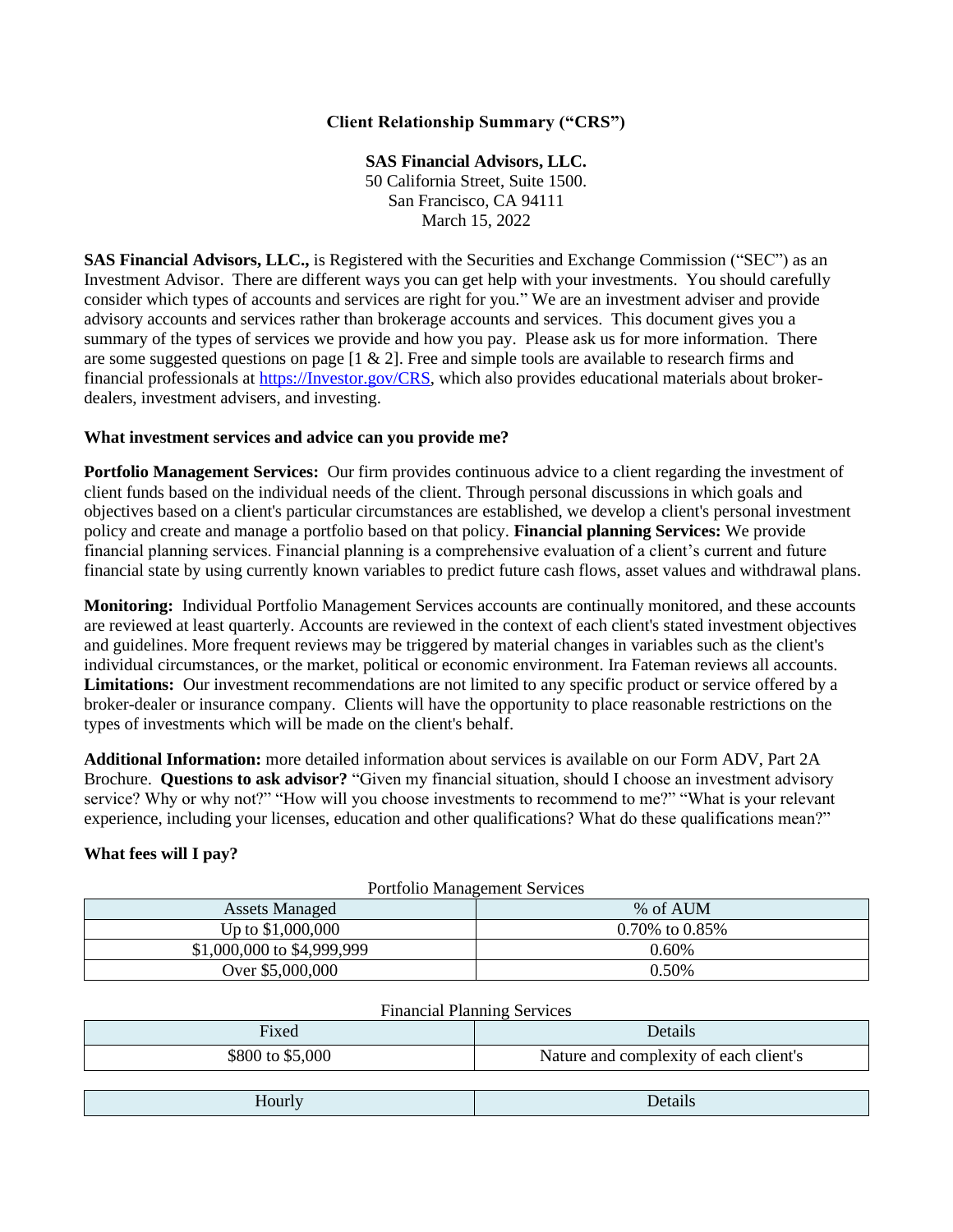**Client Relationship Summary ("CRS")**

**SAS Financial Advisors, LLC.**
50 California Street, Suite 1500.
San Francisco, CA 94111
March 15, 2022

**SAS Financial Advisors, LLC.,** is Registered with the Securities and Exchange Commission ("SEC") as an Investment Advisor. There are different ways you can get help with your investments. You should carefully consider which types of accounts and services are right for you." We are an investment adviser and provide advisory accounts and services rather than brokerage accounts and services. This document gives you a summary of the types of services we provide and how you pay. Please ask us for more information. There are some suggested questions on page [1 & 2]. Free and simple tools are available to research firms and financial professionals at https://Investor.gov/CRS, which also provides educational materials about broker-dealers, investment advisers, and investing.

**What investment services and advice can you provide me?**

**Portfolio Management Services:** Our firm provides continuous advice to a client regarding the investment of client funds based on the individual needs of the client. Through personal discussions in which goals and objectives based on a client's particular circumstances are established, we develop a client's personal investment policy and create and manage a portfolio based on that policy. **Financial planning Services:** We provide financial planning services. Financial planning is a comprehensive evaluation of a client's current and future financial state by using currently known variables to predict future cash flows, asset values and withdrawal plans.

**Monitoring:** Individual Portfolio Management Services accounts are continually monitored, and these accounts are reviewed at least quarterly. Accounts are reviewed in the context of each client's stated investment objectives and guidelines. More frequent reviews may be triggered by material changes in variables such as the client's individual circumstances, or the market, political or economic environment. Ira Fateman reviews all accounts. **Limitations:** Our investment recommendations are not limited to any specific product or service offered by a broker-dealer or insurance company. Clients will have the opportunity to place reasonable restrictions on the types of investments which will be made on the client's behalf.

**Additional Information:** more detailed information about services is available on our Form ADV, Part 2A Brochure. **Questions to ask advisor?** "Given my financial situation, should I choose an investment advisory service? Why or why not?" "How will you choose investments to recommend to me?" "What is your relevant experience, including your licenses, education and other qualifications? What do these qualifications mean?"

**What fees will I pay?**

Portfolio Management Services

| Assets Managed | % of AUM |
|---|---|
| Up to $1,000,000 | 0.70% to 0.85% |
| $1,000,000 to $4,999,999 | 0.60% |
| Over $5,000,000 | 0.50% |

Financial Planning Services

| Fixed | Details |
|---|---|
| $800 to $5,000 | Nature and complexity of each client's |

| Hourly | Details |
|---|---|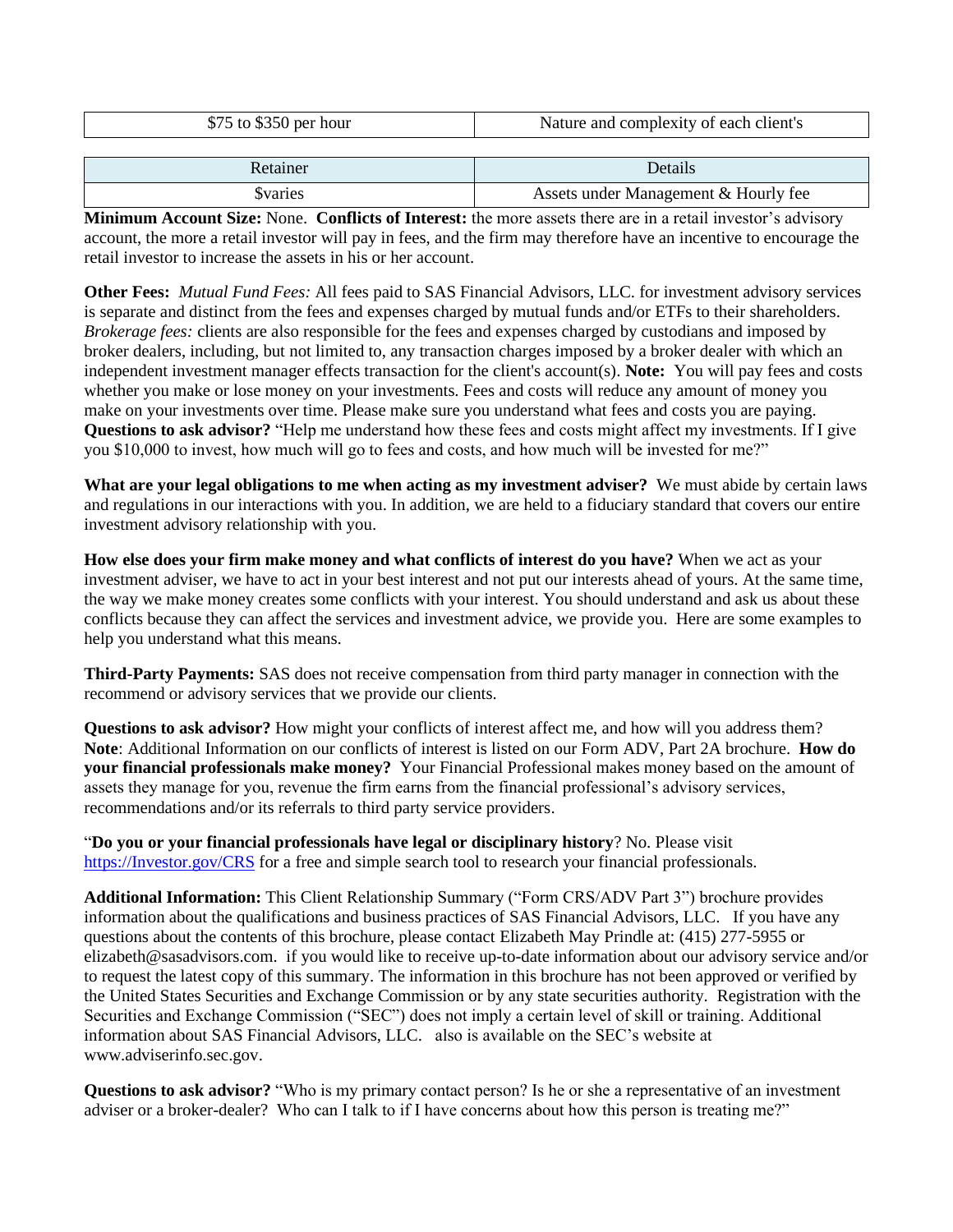| | |
|---|---|
| $75 to $350 per hour | Nature and complexity of each client's |

| Retainer | Details |
|---|---|
| $varies | Assets under Management & Hourly fee |

**Minimum Account Size:** None. **Conflicts of Interest:** the more assets there are in a retail investor's advisory account, the more a retail investor will pay in fees, and the firm may therefore have an incentive to encourage the retail investor to increase the assets in his or her account.

**Other Fees:** *Mutual Fund Fees:* All fees paid to SAS Financial Advisors, LLC. for investment advisory services is separate and distinct from the fees and expenses charged by mutual funds and/or ETFs to their shareholders. *Brokerage fees:* clients are also responsible for the fees and expenses charged by custodians and imposed by broker dealers, including, but not limited to, any transaction charges imposed by a broker dealer with which an independent investment manager effects transaction for the client's account(s). **Note:** You will pay fees and costs whether you make or lose money on your investments. Fees and costs will reduce any amount of money you make on your investments over time. Please make sure you understand what fees and costs you are paying. **Questions to ask advisor?** "Help me understand how these fees and costs might affect my investments. If I give you $10,000 to invest, how much will go to fees and costs, and how much will be invested for me?"

**What are your legal obligations to me when acting as my investment adviser?** We must abide by certain laws and regulations in our interactions with you. In addition, we are held to a fiduciary standard that covers our entire investment advisory relationship with you.

**How else does your firm make money and what conflicts of interest do you have?** When we act as your investment adviser, we have to act in your best interest and not put our interests ahead of yours. At the same time, the way we make money creates some conflicts with your interest. You should understand and ask us about these conflicts because they can affect the services and investment advice, we provide you. Here are some examples to help you understand what this means.

**Third-Party Payments:** SAS does not receive compensation from third party manager in connection with the recommend or advisory services that we provide our clients.

**Questions to ask advisor?** How might your conflicts of interest affect me, and how will you address them? **Note**: Additional Information on our conflicts of interest is listed on our Form ADV, Part 2A brochure. **How do your financial professionals make money?** Your Financial Professional makes money based on the amount of assets they manage for you, revenue the firm earns from the financial professional's advisory services, recommendations and/or its referrals to third party service providers.

"**Do you or your financial professionals have legal or disciplinary history**? No. Please visit https://Investor.gov/CRS for a free and simple search tool to research your financial professionals.

**Additional Information:** This Client Relationship Summary ("Form CRS/ADV Part 3") brochure provides information about the qualifications and business practices of SAS Financial Advisors, LLC. If you have any questions about the contents of this brochure, please contact Elizabeth May Prindle at: (415) 277-5955 or elizabeth@sasadvisors.com. if you would like to receive up-to-date information about our advisory service and/or to request the latest copy of this summary. The information in this brochure has not been approved or verified by the United States Securities and Exchange Commission or by any state securities authority. Registration with the Securities and Exchange Commission ("SEC") does not imply a certain level of skill or training. Additional information about SAS Financial Advisors, LLC. also is available on the SEC's website at www.adviserinfo.sec.gov.

**Questions to ask advisor?** "Who is my primary contact person? Is he or she a representative of an investment adviser or a broker-dealer? Who can I talk to if I have concerns about how this person is treating me?"